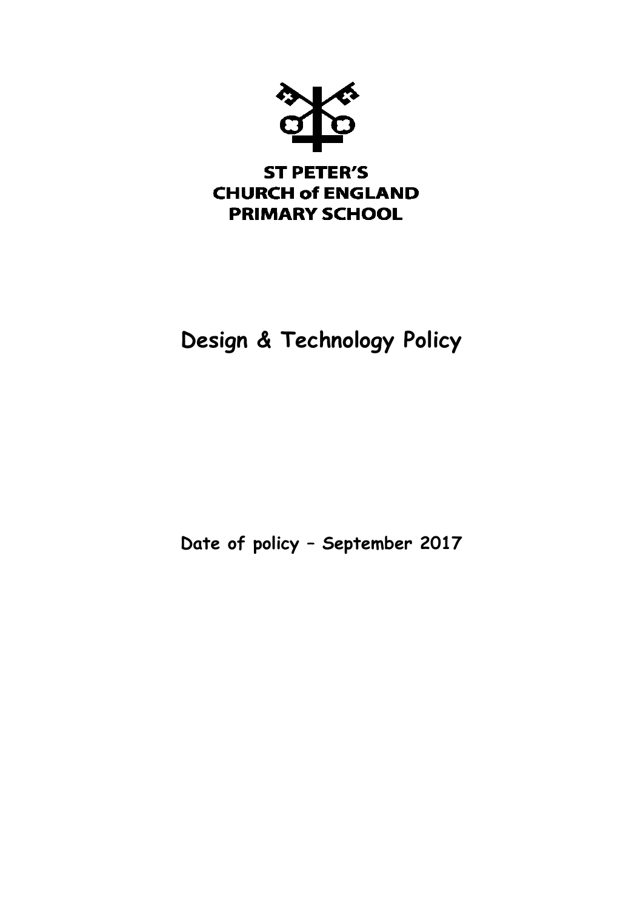**ST PETER'S CHURCH of ENGLAND PRIMARY SCHOOL**

# Design & Technology Policy

**Date of policy – September 2017**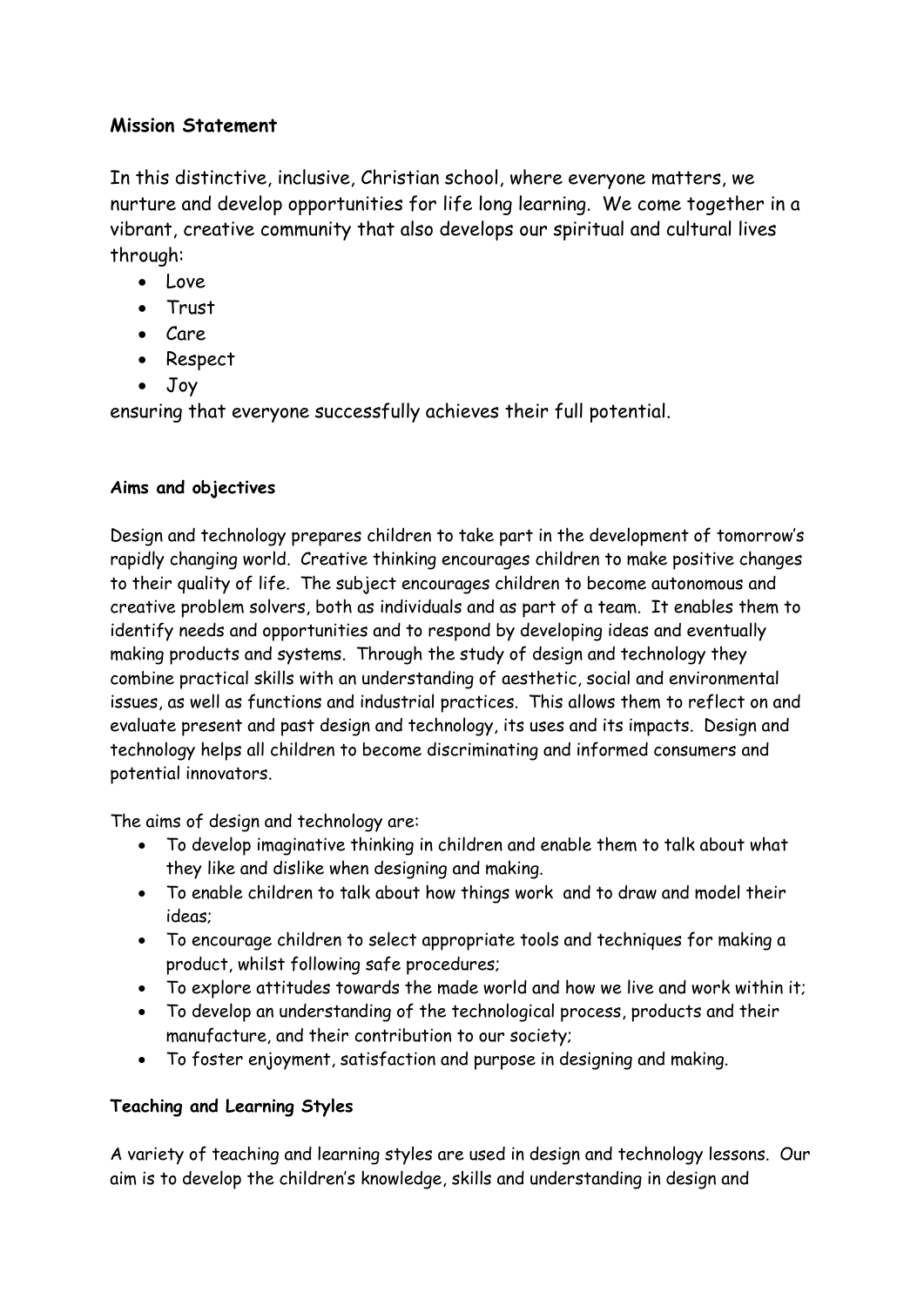**Mission Statement**

In this distinctive, inclusive, Christian school, where everyone matters, we nurture and develop opportunities for life long learning. We come together in a vibrant, creative community that also develops our spiritual and cultural lives through:

- Love
- Trust
- Care
- Respect
- Joy

ensuring that everyone successfully achieves their full potential.

**Aims and objectives**

Design and technology prepares children to take part in the development of tomorrow's rapidly changing world. Creative thinking encourages children to make positive changes to their quality of life. The subject encourages children to become autonomous and creative problem solvers, both as individuals and as part of a team. It enables them to identify needs and opportunities and to respond by developing ideas and eventually making products and systems. Through the study of design and technology they combine practical skills with an understanding of aesthetic, social and environmental issues, as well as functions and industrial practices. This allows them to reflect on and evaluate present and past design and technology, its uses and its impacts. Design and technology helps all children to become discriminating and informed consumers and potential innovators.

The aims of design and technology are:

- To develop imaginative thinking in children and enable them to talk about what they like and dislike when designing and making.
- To enable children to talk about how things work and to draw and model their ideas;
- To encourage children to select appropriate tools and techniques for making a product, whilst following safe procedures;
- To explore attitudes towards the made world and how we live and work within it;
- To develop an understanding of the technological process, products and their manufacture, and their contribution to our society;
- To foster enjoyment, satisfaction and purpose in designing and making.

**Teaching and Learning Styles**

A variety of teaching and learning styles are used in design and technology lessons. Our aim is to develop the children's knowledge, skills and understanding in design and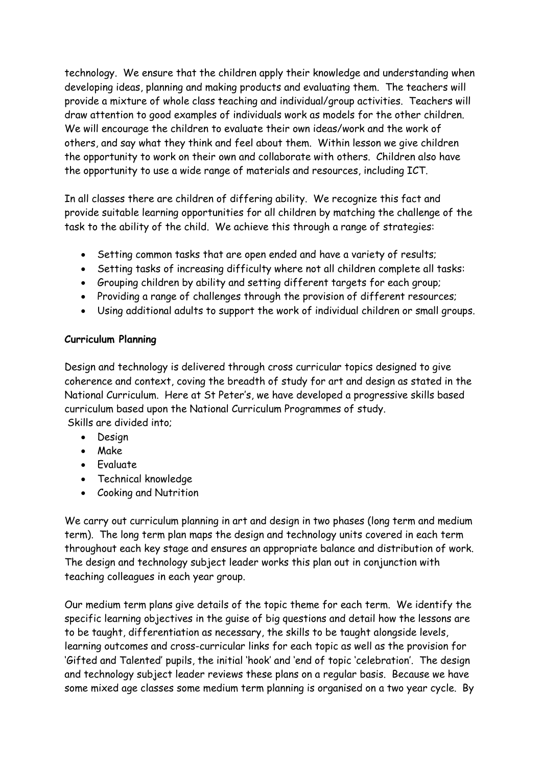technology. We ensure that the children apply their knowledge and understanding when developing ideas, planning and making products and evaluating them. The teachers will provide a mixture of whole class teaching and individual/group activities. Teachers will draw attention to good examples of individuals work as models for the other children. We will encourage the children to evaluate their own ideas/work and the work of others, and say what they think and feel about them. Within lesson we give children the opportunity to work on their own and collaborate with others. Children also have the opportunity to use a wide range of materials and resources, including ICT.

In all classes there are children of differing ability. We recognize this fact and provide suitable learning opportunities for all children by matching the challenge of the task to the ability of the child. We achieve this through a range of strategies:

- Setting common tasks that are open ended and have a variety of results;
- Setting tasks of increasing difficulty where not all children complete all tasks:
- Grouping children by ability and setting different targets for each group;
- Providing a range of challenges through the provision of different resources;
- Using additional adults to support the work of individual children or small groups.

**Curriculum Planning**

Design and technology is delivered through cross curricular topics designed to give coherence and context, coving the breadth of study for art and design as stated in the National Curriculum. Here at St Peter's, we have developed a progressive skills based curriculum based upon the National Curriculum Programmes of study.
Skills are divided into;

- Design
- Make
- Evaluate
- Technical knowledge
- Cooking and Nutrition

We carry out curriculum planning in art and design in two phases (long term and medium term). The long term plan maps the design and technology units covered in each term throughout each key stage and ensures an appropriate balance and distribution of work. The design and technology subject leader works this plan out in conjunction with teaching colleagues in each year group.

Our medium term plans give details of the topic theme for each term. We identify the specific learning objectives in the guise of big questions and detail how the lessons are to be taught, differentiation as necessary, the skills to be taught alongside levels, learning outcomes and cross-curricular links for each topic as well as the provision for 'Gifted and Talented' pupils, the initial 'hook' and 'end of topic 'celebration'. The design and technology subject leader reviews these plans on a regular basis. Because we have some mixed age classes some medium term planning is organised on a two year cycle. By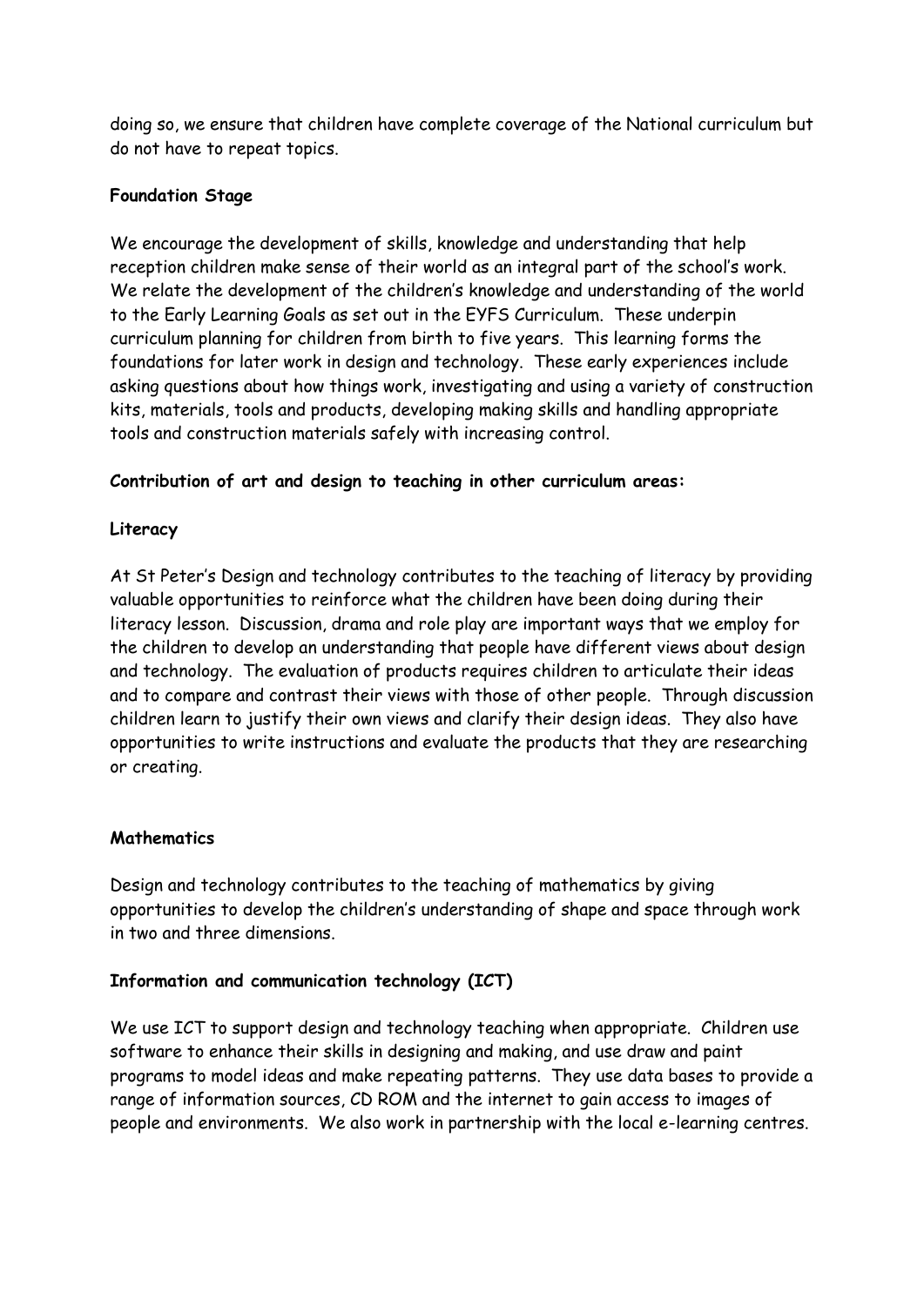doing so, we ensure that children have complete coverage of the National curriculum but do not have to repeat topics.

**Foundation Stage**

We encourage the development of skills, knowledge and understanding that help reception children make sense of their world as an integral part of the school's work. We relate the development of the children's knowledge and understanding of the world to the Early Learning Goals as set out in the EYFS Curriculum. These underpin curriculum planning for children from birth to five years. This learning forms the foundations for later work in design and technology. These early experiences include asking questions about how things work, investigating and using a variety of construction kits, materials, tools and products, developing making skills and handling appropriate tools and construction materials safely with increasing control.

**Contribution of art and design to teaching in other curriculum areas:**

**Literacy**

At St Peter's Design and technology contributes to the teaching of literacy by providing valuable opportunities to reinforce what the children have been doing during their literacy lesson. Discussion, drama and role play are important ways that we employ for the children to develop an understanding that people have different views about design and technology. The evaluation of products requires children to articulate their ideas and to compare and contrast their views with those of other people. Through discussion children learn to justify their own views and clarify their design ideas. They also have opportunities to write instructions and evaluate the products that they are researching or creating.

**Mathematics**

Design and technology contributes to the teaching of mathematics by giving opportunities to develop the children's understanding of shape and space through work in two and three dimensions.

**Information and communication technology (ICT)**

We use ICT to support design and technology teaching when appropriate. Children use software to enhance their skills in designing and making, and use draw and paint programs to model ideas and make repeating patterns. They use data bases to provide a range of information sources, CD ROM and the internet to gain access to images of people and environments. We also work in partnership with the local e-learning centres.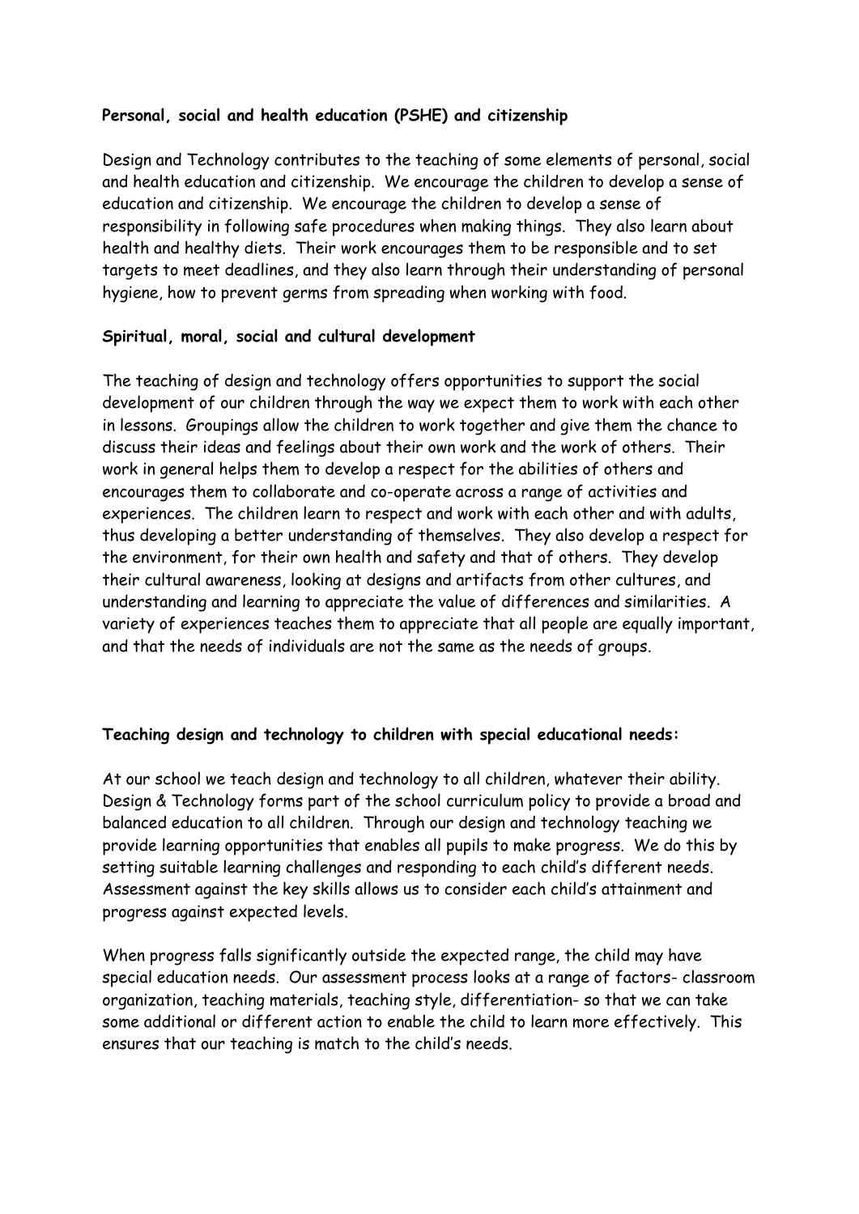**Personal, social and health education (PSHE) and citizenship**

Design and Technology contributes to the teaching of some elements of personal, social and health education and citizenship. We encourage the children to develop a sense of education and citizenship. We encourage the children to develop a sense of responsibility in following safe procedures when making things. They also learn about health and healthy diets. Their work encourages them to be responsible and to set targets to meet deadlines, and they also learn through their understanding of personal hygiene, how to prevent germs from spreading when working with food.

**Spiritual, moral, social and cultural development**

The teaching of design and technology offers opportunities to support the social development of our children through the way we expect them to work with each other in lessons. Groupings allow the children to work together and give them the chance to discuss their ideas and feelings about their own work and the work of others. Their work in general helps them to develop a respect for the abilities of others and encourages them to collaborate and co-operate across a range of activities and experiences. The children learn to respect and work with each other and with adults, thus developing a better understanding of themselves. They also develop a respect for the environment, for their own health and safety and that of others. They develop their cultural awareness, looking at designs and artifacts from other cultures, and understanding and learning to appreciate the value of differences and similarities. A variety of experiences teaches them to appreciate that all people are equally important, and that the needs of individuals are not the same as the needs of groups.

**Teaching design and technology to children with special educational needs:**

At our school we teach design and technology to all children, whatever their ability. Design & Technology forms part of the school curriculum policy to provide a broad and balanced education to all children. Through our design and technology teaching we provide learning opportunities that enables all pupils to make progress. We do this by setting suitable learning challenges and responding to each child's different needs. Assessment against the key skills allows us to consider each child's attainment and progress against expected levels.

When progress falls significantly outside the expected range, the child may have special education needs. Our assessment process looks at a range of factors- classroom organization, teaching materials, teaching style, differentiation- so that we can take some additional or different action to enable the child to learn more effectively. This ensures that our teaching is match to the child's needs.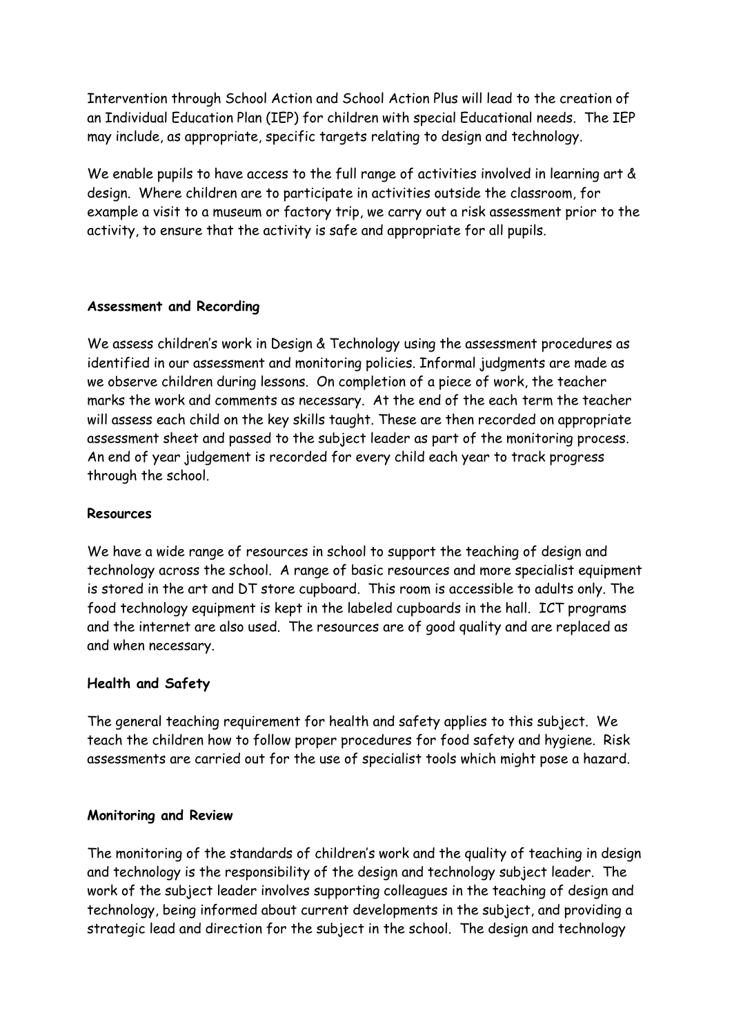Intervention through School Action and School Action Plus will lead to the creation of an Individual Education Plan (IEP) for children with special Educational needs. The IEP may include, as appropriate, specific targets relating to design and technology.

We enable pupils to have access to the full range of activities involved in learning art & design. Where children are to participate in activities outside the classroom, for example a visit to a museum or factory trip, we carry out a risk assessment prior to the activity, to ensure that the activity is safe and appropriate for all pupils.

**Assessment and Recording**

We assess children's work in Design & Technology using the assessment procedures as identified in our assessment and monitoring policies. Informal judgments are made as we observe children during lessons. On completion of a piece of work, the teacher marks the work and comments as necessary. At the end of the each term the teacher will assess each child on the key skills taught. These are then recorded on appropriate assessment sheet and passed to the subject leader as part of the monitoring process. An end of year judgement is recorded for every child each year to track progress through the school.

**Resources**

We have a wide range of resources in school to support the teaching of design and technology across the school. A range of basic resources and more specialist equipment is stored in the art and DT store cupboard. This room is accessible to adults only. The food technology equipment is kept in the labeled cupboards in the hall. ICT programs and the internet are also used. The resources are of good quality and are replaced as and when necessary.

**Health and Safety**

The general teaching requirement for health and safety applies to this subject. We teach the children how to follow proper procedures for food safety and hygiene. Risk assessments are carried out for the use of specialist tools which might pose a hazard.

**Monitoring and Review**

The monitoring of the standards of children's work and the quality of teaching in design and technology is the responsibility of the design and technology subject leader. The work of the subject leader involves supporting colleagues in the teaching of design and technology, being informed about current developments in the subject, and providing a strategic lead and direction for the subject in the school. The design and technology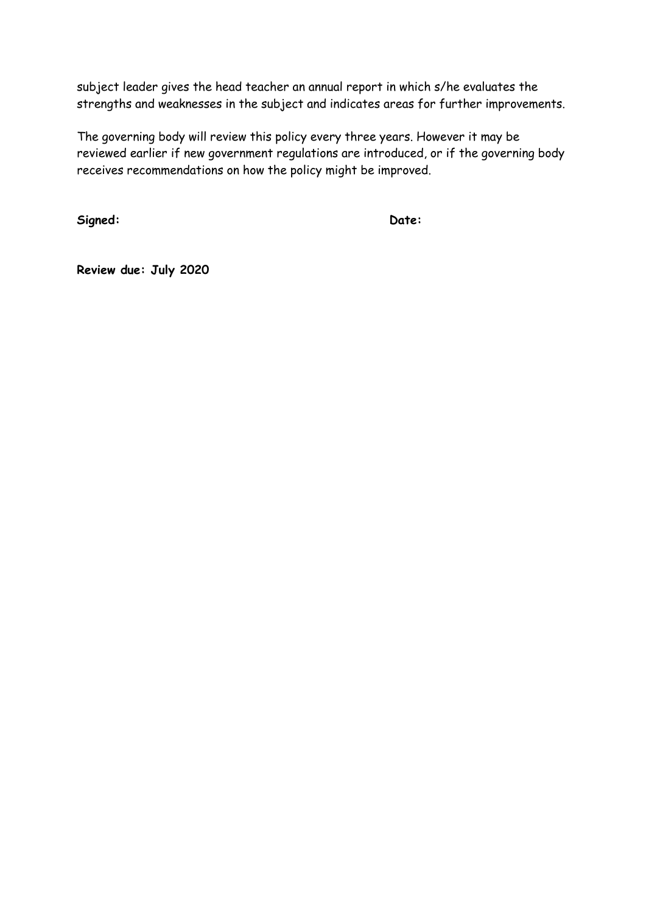subject leader gives the head teacher an annual report in which s/he evaluates the strengths and weaknesses in the subject and indicates areas for further improvements.

The governing body will review this policy every three years. However it may be reviewed earlier if new government regulations are introduced, or if the governing body receives recommendations on how the policy might be improved.

**Signed:** **Date:**

**Review due: July 2020**